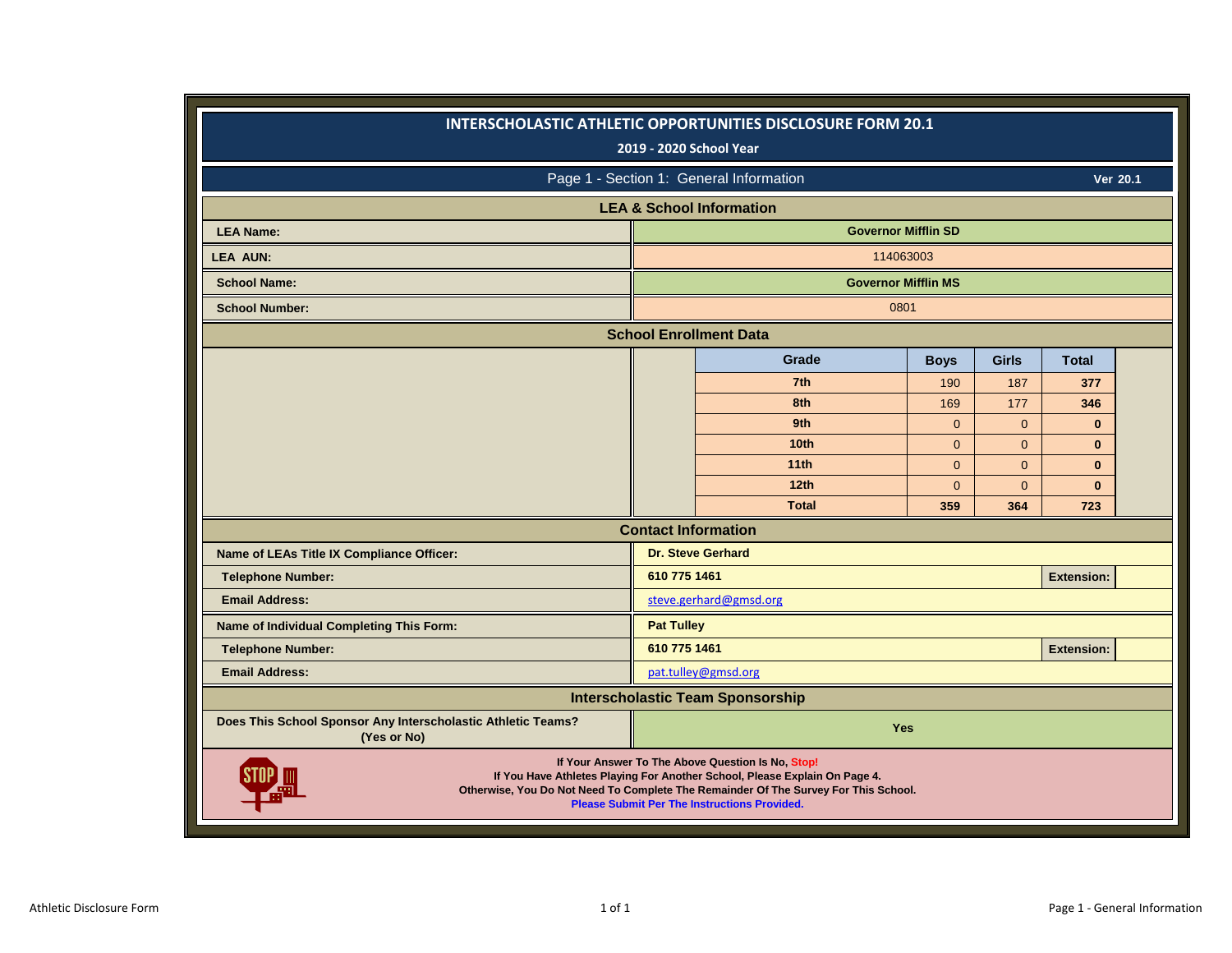# INTERSCHOLASTIC ATHLETIC OPPORTUNITIES DISCLOSURE FORM 20.1

**2019 - 2020 School Year**

## Page 1 - Section 1: General Information

**Ver 20.1**

### LEA & School Information

| | |
|---|---|
| **LEA Name:** | **Governor Mifflin SD** |
| **LEA AUN:** | 114063003 |
| **School Name:** | **Governor Mifflin MS** |
| **School Number:** | 0801 |

### School Enrollment Data

| Grade | Boys | Girls | Total |
|---|---|---|---|
| 7th | 190 | 187 | 377 |
| 8th | 169 | 177 | 346 |
| 9th | 0 | 0 | 0 |
| 10th | 0 | 0 | 0 |
| 11th | 0 | 0 | 0 |
| 12th | 0 | 0 | 0 |
| **Total** | **359** | **364** | **723** |

### Contact Information

| | | | |
|---|---|---|---|
| **Name of LEAs Title IX Compliance Officer:** | **Dr. Steve Gerhard** | | |
| **Telephone Number:** | **610 775 1461** | **Extension:** | |
| **Email Address:** | steve.gerhard@gmsd.org | | |
| **Name of Individual Completing This Form:** | **Pat Tulley** | | |
| **Telephone Number:** | **610 775 1461** | **Extension:** | |
| **Email Address:** | pat.tulley@gmsd.org | | |

### Interscholastic Team Sponsorship

| | |
|---|---|
| **Does This School Sponsor Any Interscholastic Athletic Teams? (Yes or No)** | **Yes** |

**If Your Answer To The Above Question Is No, Stop!**
**If You Have Athletes Playing For Another School, Please Explain On Page 4.**
**Otherwise, You Do Not Need To Complete The Remainder Of The Survey For This School.**
**Please Submit Per The Instructions Provided.**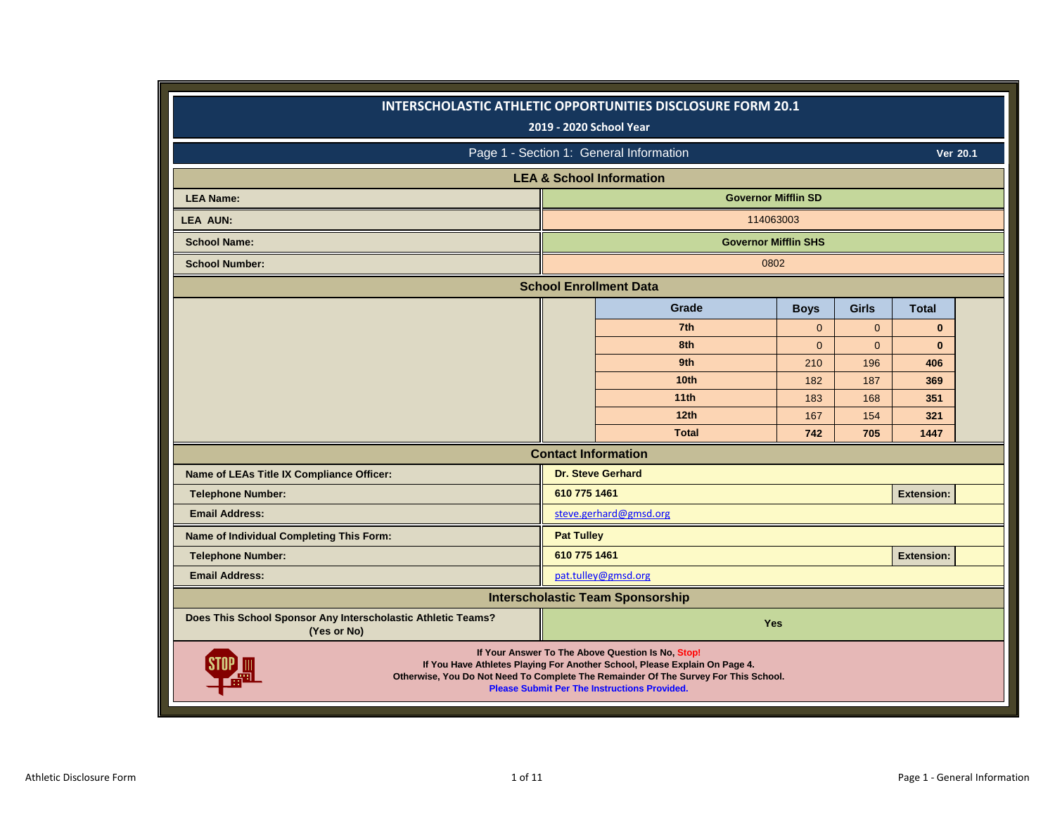# INTERSCHOLASTIC ATHLETIC OPPORTUNITIES DISCLOSURE FORM 20.1

**2019 - 2020 School Year**

## Page 1 - Section 1: General Information

**Ver 20.1**

### LEA & School Information

| | |
|---|---|
| **LEA Name:** | **Governor Mifflin SD** |
| **LEA AUN:** | 114063003 |
| **School Name:** | **Governor Mifflin SHS** |
| **School Number:** | 0802 |

### School Enrollment Data

| Grade | Boys | Girls | Total |
|---|---|---|---|
| 7th | 0 | 0 | **0** |
| 8th | 0 | 0 | **0** |
| 9th | 210 | 196 | **406** |
| 10th | 182 | 187 | **369** |
| 11th | 183 | 168 | **351** |
| 12th | 167 | 154 | **321** |
| **Total** | **742** | **705** | **1447** |

### Contact Information

| | | | |
|---|---|---|---|
| **Name of LEAs Title IX Compliance Officer:** | **Dr. Steve Gerhard** | | |
| **Telephone Number:** | **610 775 1461** | **Extension:** | |
| **Email Address:** | steve.gerhard@gmsd.org | | |
| **Name of Individual Completing This Form:** | **Pat Tulley** | | |
| **Telephone Number:** | **610 775 1461** | **Extension:** | |
| **Email Address:** | pat.tulley@gmsd.org | | |

### Interscholastic Team Sponsorship

| | |
|---|---|
| **Does This School Sponsor Any Interscholastic Athletic Teams? (Yes or No)** | **Yes** |

**If Your Answer To The Above Question Is No, Stop!**
**If You Have Athletes Playing For Another School, Please Explain On Page 4.**
**Otherwise, You Do Not Need To Complete The Remainder Of The Survey For This School.**
**Please Submit Per The Instructions Provided.**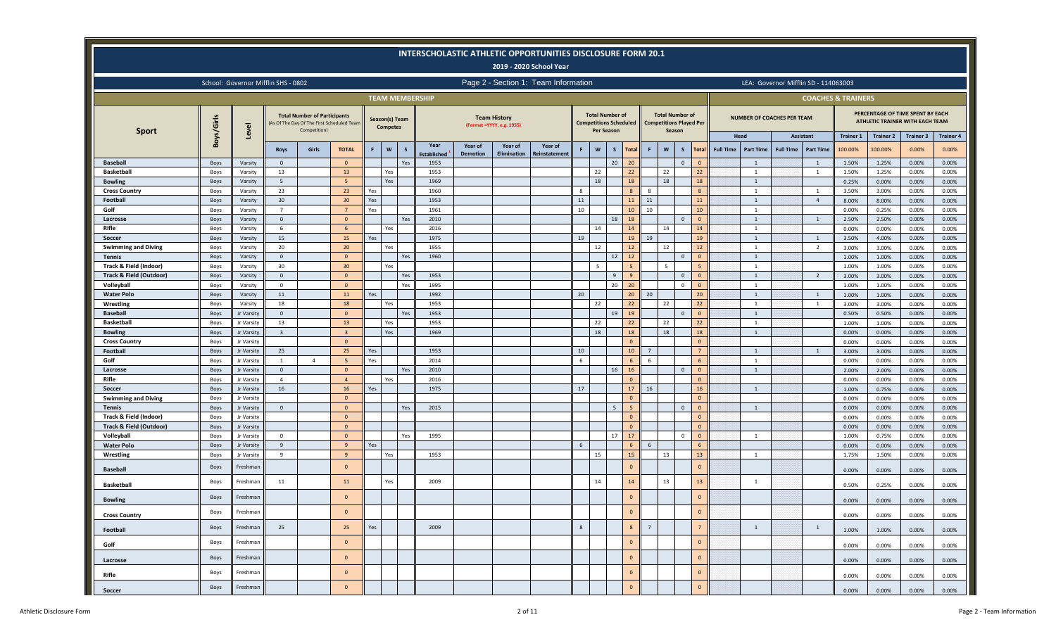# INTERSCHOLASTIC ATHLETIC OPPORTUNITIES DISCLOSURE FORM 20.1

## 2019 - 2020 School Year

School: Governor Mifflin SHS - 0802

Page 2 - Section 1: Team Information

LEA: Governor Mifflin SD - 114063003

| | | | TEAM MEMBERSHIP | | | | | | | | | | | | | | | | | | | | | COACHES & TRAINERS | | | | | | | |
|---|---|---|---|---|---|---|---|---|---|---|---|---|---|---|---|---|---|---|---|---|---|---|---|---|---|---|---|---|---|---|---|
| Sport | Boys/Girls | Level | Total Number of Participants (As Of The Day Of The First Scheduled Team Competition) | | | Season(s) Team Competes | | | Team History (Format =YYYY, e.g. 1955) | | | | Total Number of Competitions Scheduled Per Season | | | | Total Number of Competitions Played Per Season | | | | NUMBER OF COACHES PER TEAM | | | | PERCENTAGE OF TIME SPENT BY EACH ATHLETIC TRAINER WITH EACH TEAM | | | |
| | | | | | | | | | | | | | | | | | | | | | Head | | Assistant | | Trainer 1 | Trainer 2 | Trainer 3 | Trainer 4 |
| | | | Boys | Girls | TOTAL | F | W | S | Year Established | Year of Demotion | Year of Elimination | Year of Reinstatement | F | W | S | Total | F | W | S | Total | Full Time | Part Time | Full Time | Part Time | 100.00% | 100.00% | 0.00% | 0.00% |
| Baseball | Boys | Varsity | 0 | | 0 | | | Yes | 1953 | | | | | | 20 | 20 | | | 0 | 0 | | 1 | | 1 | 1.50% | 1.25% | 0.00% | 0.00% |
| Basketball | Boys | Varsity | 13 | | 13 | | Yes | | 1953 | | | | | 22 | | 22 | | 22 | | 22 | | 1 | | 1 | 1.50% | 1.25% | 0.00% | 0.00% |
| Bowling | Boys | Varsity | 5 | | 5 | | Yes | | 1969 | | | | | 18 | | 18 | | 18 | | 18 | | 1 | | | 0.25% | 0.00% | 0.00% | 0.00% |
| Cross Country | Boys | Varsity | 23 | | 23 | Yes | | | 1960 | | | | 8 | | | 8 | 8 | | | 8 | | 1 | | 1 | 3.50% | 3.00% | 0.00% | 0.00% |
| Football | Boys | Varsity | 30 | | 30 | Yes | | | 1953 | | | | 11 | | | 11 | 11 | | | 11 | | 1 | | 4 | 8.00% | 8.00% | 0.00% | 0.00% |
| Golf | Boys | Varsity | 7 | | 7 | Yes | | | 1961 | | | | 10 | | | 10 | 10 | | | 10 | | 1 | | | 0.00% | 0.25% | 0.00% | 0.00% |
| Lacrosse | Boys | Varsity | 0 | | 0 | | | Yes | 2010 | | | | | | 18 | 18 | | | 0 | 0 | | 1 | | 1 | 2.50% | 2.50% | 0.00% | 0.00% |
| Rifle | Boys | Varsity | 6 | | 6 | | Yes | | 2016 | | | | | 14 | | 14 | | 14 | | 14 | | 1 | | | 0.00% | 0.00% | 0.00% | 0.00% |
| Soccer | Boys | Varsity | 15 | | 15 | Yes | | | 1975 | | | | 19 | | | 19 | 19 | | | 19 | | 1 | | 1 | 3.50% | 4.00% | 0.00% | 0.00% |
| Swimming and Diving | Boys | Varsity | 20 | | 20 | | Yes | | 1955 | | | | | 12 | | 12 | | 12 | | 12 | | 1 | | 2 | 3.00% | 3.00% | 0.00% | 0.00% |
| Tennis | Boys | Varsity | 0 | | 0 | | | Yes | 1960 | | | | | | 12 | 12 | | | 0 | 0 | | 1 | | | 1.00% | 1.00% | 0.00% | 0.00% |
| Track & Field (Indoor) | Boys | Varsity | 30 | | 30 | | Yes | | | | | | | 5 | | 5 | | 5 | | 5 | | 1 | | | 1.00% | 1.00% | 0.00% | 0.00% |
| Track & Field (Outdoor) | Boys | Varsity | 0 | | 0 | | | Yes | 1953 | | | | | | 9 | 9 | | | 0 | 0 | | 1 | | 2 | 3.00% | 3.00% | 0.00% | 0.00% |
| Volleyball | Boys | Varsity | 0 | | 0 | | | Yes | 1995 | | | | | | 20 | 20 | | | 0 | 0 | | 1 | | | 1.00% | 1.00% | 0.00% | 0.00% |
| Water Polo | Boys | Varsity | 11 | | 11 | Yes | | | 1992 | | | | 20 | | | 20 | 20 | | | 20 | | 1 | | 1 | 1.00% | 1.00% | 0.00% | 0.00% |
| Wrestling | Boys | Varsity | 18 | | 18 | | Yes | | 1953 | | | | | 22 | | 22 | | 22 | | 22 | | 1 | | 1 | 3.00% | 3.00% | 0.00% | 0.00% |
| Baseball | Boys | Jr Varsity | 0 | | 0 | | | Yes | 1953 | | | | | | 19 | 19 | | | 0 | 0 | | 1 | | | 0.50% | 0.50% | 0.00% | 0.00% |
| Basketball | Boys | Jr Varsity | 13 | | 13 | | Yes | | 1953 | | | | | 22 | | 22 | | 22 | | 22 | | 1 | | | 1.00% | 1.00% | 0.00% | 0.00% |
| Bowling | Boys | Jr Varsity | 3 | | 3 | | Yes | | 1969 | | | | | 18 | | 18 | | 18 | | 18 | | 1 | | | 0.00% | 0.00% | 0.00% | 0.00% |
| Cross Country | Boys | Jr Varsity | | | 0 | | | | | | | | | | | 0 | | | | 0 | | | | | 0.00% | 0.00% | 0.00% | 0.00% |
| Football | Boys | Jr Varsity | 25 | | 25 | Yes | | | 1953 | | | | 10 | | | 10 | 7 | | | 7 | | 1 | | 1 | 3.00% | 3.00% | 0.00% | 0.00% |
| Golf | Boys | Jr Varsity | 1 | 4 | 5 | Yes | | | 2014 | | | | 6 | | | 6 | 6 | | | 6 | | 1 | | | 0.00% | 0.00% | 0.00% | 0.00% |
| Lacrosse | Boys | Jr Varsity | 0 | | 0 | | | Yes | 2010 | | | | | | 16 | 16 | | | 0 | 0 | | 1 | | | 2.00% | 2.00% | 0.00% | 0.00% |
| Rifle | Boys | Jr Varsity | 4 | | 4 | | Yes | | 2016 | | | | | | | 0 | | | | 0 | | | | | 0.00% | 0.00% | 0.00% | 0.00% |
| Soccer | Boys | Jr Varsity | 16 | | 16 | Yes | | | 1975 | | | | 17 | | | 17 | 16 | | | 16 | | 1 | | | 1.00% | 0.75% | 0.00% | 0.00% |
| Swimming and Diving | Boys | Jr Varsity | | | 0 | | | | | | | | | | | 0 | | | | 0 | | | | | 0.00% | 0.00% | 0.00% | 0.00% |
| Tennis | Boys | Jr Varsity | 0 | | 0 | | | Yes | 2015 | | | | | | 5 | 5 | | | 0 | 0 | | 1 | | | 0.00% | 0.00% | 0.00% | 0.00% |
| Track & Field (Indoor) | Boys | Jr Varsity | | | 0 | | | | | | | | | | | 0 | | | | 0 | | | | | 0.00% | 0.00% | 0.00% | 0.00% |
| Track & Field (Outdoor) | Boys | Jr Varsity | | | 0 | | | | | | | | | | | 0 | | | | 0 | | | | | 0.00% | 0.00% | 0.00% | 0.00% |
| Volleyball | Boys | Jr Varsity | 0 | | 0 | | | Yes | 1995 | | | | | | 17 | 17 | | | 0 | 0 | | 1 | | | 1.00% | 0.75% | 0.00% | 0.00% |
| Water Polo | Boys | Jr Varsity | 9 | | 9 | Yes | | | | | | | 6 | | | 6 | 6 | | | 6 | | | | | 0.00% | 0.00% | 0.00% | 0.00% |
| Wrestling | Boys | Jr Varsity | 9 | | 9 | | Yes | | 1953 | | | | | 15 | | 15 | | 13 | | 13 | | 1 | | | 1.75% | 1.50% | 0.00% | 0.00% |
| Baseball | Boys | Freshman | | | 0 | | | | | | | | | | | 0 | | | | 0 | | | | | 0.00% | 0.00% | 0.00% | 0.00% |
| Basketball | Boys | Freshman | 11 | | 11 | | Yes | | 2009 | | | | | 14 | | 14 | | 13 | | 13 | | 1 | | | 0.50% | 0.25% | 0.00% | 0.00% |
| Bowling | Boys | Freshman | | | 0 | | | | | | | | | | | 0 | | | | 0 | | | | | 0.00% | 0.00% | 0.00% | 0.00% |
| Cross Country | Boys | Freshman | | | 0 | | | | | | | | | | | 0 | | | | 0 | | | | | 0.00% | 0.00% | 0.00% | 0.00% |
| Football | Boys | Freshman | 25 | | 25 | Yes | | | 2009 | | | | 8 | | | 8 | 7 | | | 7 | | 1 | | 1 | 1.00% | 1.00% | 0.00% | 0.00% |
| Golf | Boys | Freshman | | | 0 | | | | | | | | | | | 0 | | | | 0 | | | | | 0.00% | 0.00% | 0.00% | 0.00% |
| Lacrosse | Boys | Freshman | | | 0 | | | | | | | | | | | 0 | | | | 0 | | | | | 0.00% | 0.00% | 0.00% | 0.00% |
| Rifle | Boys | Freshman | | | 0 | | | | | | | | | | | 0 | | | | 0 | | | | | 0.00% | 0.00% | 0.00% | 0.00% |
| Soccer | Boys | Freshman | | | 0 | | | | | | | | | | | 0 | | | | 0 | | | | | 0.00% | 0.00% | 0.00% | 0.00% |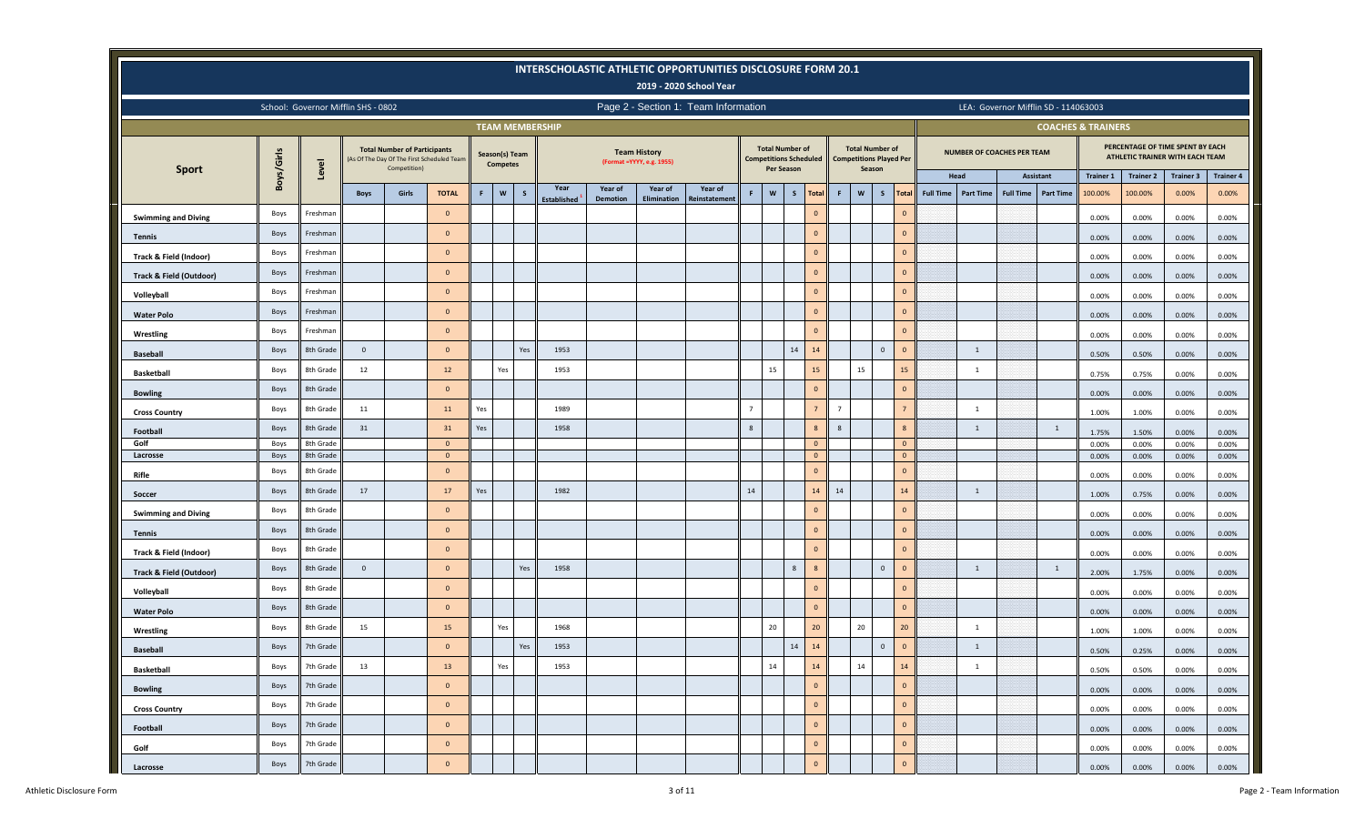# INTERSCHOLASTIC ATHLETIC OPPORTUNITIES DISCLOSURE FORM 20.1

## 2019 - 2020 School Year

School: Governor Mifflin SHS - 0802

Page 2 - Section 1: Team Information

LEA: Governor Mifflin SD - 114063003

| Sport | Boys/Girls | Level | TEAM MEMBERSHIP: Total Number of Participants (As Of The Day Of The First Scheduled Team Competition) | | | Season(s) Team Competes | | | Team History (Format =YYYY, e.g. 1955) | | | | Total Number of Competitions Scheduled Per Season | | | | Total Number of Competitions Played Per Season | | | | COACHES & TRAINERS: Number of Coaches Per Team - Head | | Assistant | | Percentage of Time Spent by Each Athletic Trainer With Each Team | | | |
|---|---|---|---|---|---|---|---|---|---|---|---|---|---|---|---|---|---|---|---|---|---|---|---|---|---|---|---|---|
| | | | Boys | Girls | TOTAL | F | W | S | Year Established | Year of Demotion | Year of Elimination | Year of Reinstatement | F | W | S | Total | F | W | S | Total | Full Time | Part Time | Full Time | Part Time | Trainer 1 100.00% | Trainer 2 100.00% | Trainer 3 0.00% | Trainer 4 0.00% |
| Swimming and Diving | Boys | Freshman | | | 0 | | | | | | | | | | | 0 | | | | 0 | | | | | 0.00% | 0.00% | 0.00% | 0.00% |
| Tennis | Boys | Freshman | | | 0 | | | | | | | | | | | 0 | | | | 0 | | | | | 0.00% | 0.00% | 0.00% | 0.00% |
| Track & Field (Indoor) | Boys | Freshman | | | 0 | | | | | | | | | | | 0 | | | | 0 | | | | | 0.00% | 0.00% | 0.00% | 0.00% |
| Track & Field (Outdoor) | Boys | Freshman | | | 0 | | | | | | | | | | | 0 | | | | 0 | | | | | 0.00% | 0.00% | 0.00% | 0.00% |
| Volleyball | Boys | Freshman | | | 0 | | | | | | | | | | | 0 | | | | 0 | | | | | 0.00% | 0.00% | 0.00% | 0.00% |
| Water Polo | Boys | Freshman | | | 0 | | | | | | | | | | | 0 | | | | 0 | | | | | 0.00% | 0.00% | 0.00% | 0.00% |
| Wrestling | Boys | Freshman | | | 0 | | | | | | | | | | | 0 | | | | 0 | | | | | 0.00% | 0.00% | 0.00% | 0.00% |
| Baseball | Boys | 8th Grade | 0 | | 0 | | | Yes | 1953 | | | | | | 14 | 14 | | | 0 | 0 | | 1 | | | 0.50% | 0.50% | 0.00% | 0.00% |
| Basketball | Boys | 8th Grade | 12 | | 12 | | Yes | | 1953 | | | | | 15 | | 15 | | 15 | | 15 | | 1 | | | 0.75% | 0.75% | 0.00% | 0.00% |
| Bowling | Boys | 8th Grade | | | 0 | | | | | | | | | | | 0 | | | | 0 | | | | | 0.00% | 0.00% | 0.00% | 0.00% |
| Cross Country | Boys | 8th Grade | 11 | | 11 | Yes | | | 1989 | | | | 7 | | | 7 | 7 | | | 7 | | 1 | | | 1.00% | 1.00% | 0.00% | 0.00% |
| Football | Boys | 8th Grade | 31 | | 31 | Yes | | | 1958 | | | | 8 | | | 8 | 8 | | | 8 | | 1 | | 1 | 1.75% | 1.50% | 0.00% | 0.00% |
| Golf | Boys | 8th Grade | | | 0 | | | | | | | | | | | 0 | | | | 0 | | | | | 0.00% | 0.00% | 0.00% | 0.00% |
| Lacrosse | Boys | 8th Grade | | | 0 | | | | | | | | | | | 0 | | | | 0 | | | | | 0.00% | 0.00% | 0.00% | 0.00% |
| Rifle | Boys | 8th Grade | | | 0 | | | | | | | | | | | 0 | | | | 0 | | | | | 0.00% | 0.00% | 0.00% | 0.00% |
| Soccer | Boys | 8th Grade | 17 | | 17 | Yes | | | 1982 | | | | 14 | | | 14 | 14 | | | 14 | | 1 | | | 1.00% | 0.75% | 0.00% | 0.00% |
| Swimming and Diving | Boys | 8th Grade | | | 0 | | | | | | | | | | | 0 | | | | 0 | | | | | 0.00% | 0.00% | 0.00% | 0.00% |
| Tennis | Boys | 8th Grade | | | 0 | | | | | | | | | | | 0 | | | | 0 | | | | | 0.00% | 0.00% | 0.00% | 0.00% |
| Track & Field (Indoor) | Boys | 8th Grade | | | 0 | | | | | | | | | | | 0 | | | | 0 | | | | | 0.00% | 0.00% | 0.00% | 0.00% |
| Track & Field (Outdoor) | Boys | 8th Grade | 0 | | 0 | | | Yes | 1958 | | | | | | 8 | 8 | | | 0 | 0 | | 1 | | 1 | 2.00% | 1.75% | 0.00% | 0.00% |
| Volleyball | Boys | 8th Grade | | | 0 | | | | | | | | | | | 0 | | | | 0 | | | | | 0.00% | 0.00% | 0.00% | 0.00% |
| Water Polo | Boys | 8th Grade | | | 0 | | | | | | | | | | | 0 | | | | 0 | | | | | 0.00% | 0.00% | 0.00% | 0.00% |
| Wrestling | Boys | 8th Grade | 15 | | 15 | | Yes | | 1968 | | | | | 20 | | 20 | | 20 | | 20 | | 1 | | | 1.00% | 1.00% | 0.00% | 0.00% |
| Baseball | Boys | 7th Grade | | | 0 | | | Yes | 1953 | | | | | | 14 | 14 | | | 0 | 0 | | 1 | | | 0.50% | 0.25% | 0.00% | 0.00% |
| Basketball | Boys | 7th Grade | 13 | | 13 | | Yes | | 1953 | | | | | 14 | | 14 | | 14 | | 14 | | 1 | | | 0.50% | 0.50% | 0.00% | 0.00% |
| Bowling | Boys | 7th Grade | | | 0 | | | | | | | | | | | 0 | | | | 0 | | | | | 0.00% | 0.00% | 0.00% | 0.00% |
| Cross Country | Boys | 7th Grade | | | 0 | | | | | | | | | | | 0 | | | | 0 | | | | | 0.00% | 0.00% | 0.00% | 0.00% |
| Football | Boys | 7th Grade | | | 0 | | | | | | | | | | | 0 | | | | 0 | | | | | 0.00% | 0.00% | 0.00% | 0.00% |
| Golf | Boys | 7th Grade | | | 0 | | | | | | | | | | | 0 | | | | 0 | | | | | 0.00% | 0.00% | 0.00% | 0.00% |
| Lacrosse | Boys | 7th Grade | | | 0 | | | | | | | | | | | 0 | | | | 0 | | | | | 0.00% | 0.00% | 0.00% | 0.00% |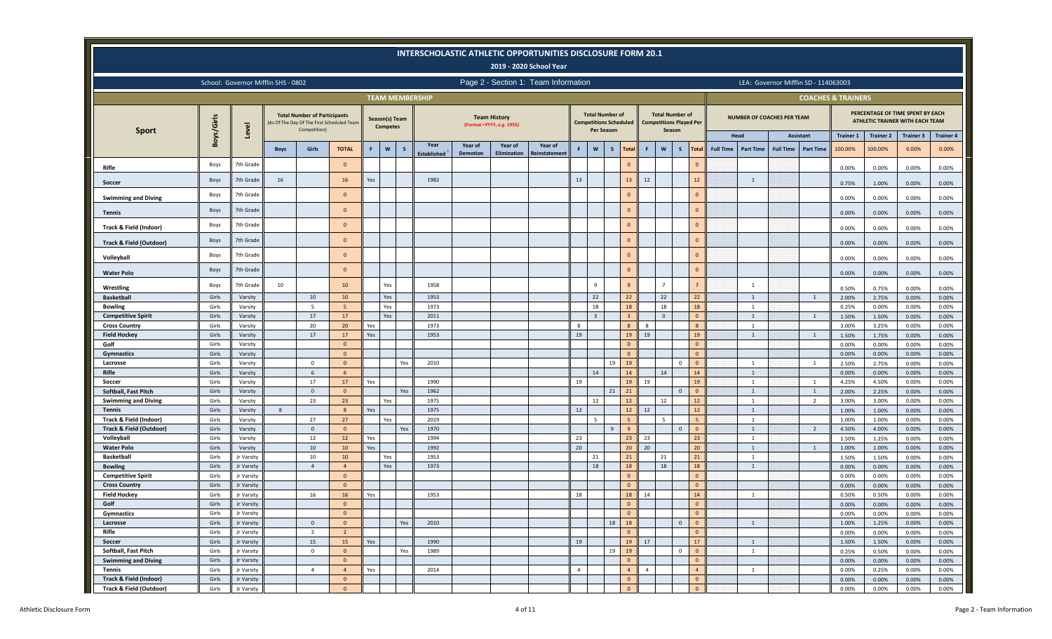# INTERSCHOLASTIC ATHLETIC OPPORTUNITIES DISCLOSURE FORM 20.1

## 2019 - 2020 School Year

School: Governor Mifflin SHS - 0802

Page 2 - Section 1: Team Information

LEA: Governor Mifflin SD - 114063003

| Sport | Boys/Girls | Level | TEAM MEMBERSHIP: Total Number of Participants (As Of The Day Of The First Scheduled Team Competition) | | | Season(s) Team Competes | | | Team History (Format =YYYY, e.g. 1955) | | | | Total Number of Competitions Scheduled Per Season | | | | Total Number of Competitions Played Per Season | | | | COACHES & TRAINERS: Number of Coaches Per Team | | | | Percentage of Time Spent by Each Athletic Trainer With Each Team | | | |
|---|---|---|---|---|---|---|---|---|---|---|---|---|---|---|---|---|---|---|---|---|---|---|---|---|---|---|---|---|
| | | | | | | | | | | | | | | | | | | | | | Head | | Assistant | | Trainer 1 | Trainer 2 | Trainer 3 | Trainer 4 |
| | | | Boys | Girls | TOTAL | F | W | S | Year Established | Year of Demotion | Year of Elimination | Year of Reinstatement | F | W | S | Total | F | W | S | Total | Full Time | Part Time | Full Time | Part Time | 100.00% | 100.00% | 0.00% | 0.00% |
| Rifle | Boys | 7th Grade | | | 0 | | | | | | | | | | | 0 | | | | 0 | | | | | 0.00% | 0.00% | 0.00% | 0.00% |
| Soccer | Boys | 7th Grade | 16 | | 16 | Yes | | | 1982 | | | | 13 | | | 13 | 12 | | | 12 | | 1 | | | 0.75% | 1.00% | 0.00% | 0.00% |
| Swimming and Diving | Boys | 7th Grade | | | 0 | | | | | | | | | | | 0 | | | | 0 | | | | | 0.00% | 0.00% | 0.00% | 0.00% |
| Tennis | Boys | 7th Grade | | | 0 | | | | | | | | | | | 0 | | | | 0 | | | | | 0.00% | 0.00% | 0.00% | 0.00% |
| Track & Field (Indoor) | Boys | 7th Grade | | | 0 | | | | | | | | | | | 0 | | | | 0 | | | | | 0.00% | 0.00% | 0.00% | 0.00% |
| Track & Field (Outdoor) | Boys | 7th Grade | | | 0 | | | | | | | | | | | 0 | | | | 0 | | | | | 0.00% | 0.00% | 0.00% | 0.00% |
| Volleyball | Boys | 7th Grade | | | 0 | | | | | | | | | | | 0 | | | | 0 | | | | | 0.00% | 0.00% | 0.00% | 0.00% |
| Water Polo | Boys | 7th Grade | | | 0 | | | | | | | | | | | 0 | | | | 0 | | | | | 0.00% | 0.00% | 0.00% | 0.00% |
| Wrestling | Boys | 7th Grade | 10 | | 10 | | Yes | | 1958 | | | | | 9 | | 9 | | 7 | | 7 | | 1 | | | 0.50% | 0.75% | 0.00% | 0.00% |
| Basketball | Girls | Varsity | | 10 | 10 | | Yes | | 1953 | | | | | 22 | | 22 | | 22 | | 22 | | 1 | | 1 | 2.00% | 2.75% | 0.00% | 0.00% |
| Bowling | Girls | Varsity | | 5 | 5 | | Yes | | 1973 | | | | | 18 | | 18 | | 18 | | 18 | | 1 | | | 0.25% | 0.00% | 0.00% | 0.00% |
| Competitive Spirit | Girls | Varsity | | 17 | 17 | | Yes | | 2011 | | | | | 3 | | 3 | | 0 | | 0 | | 1 | | 1 | 1.50% | 1.50% | 0.00% | 0.00% |
| Cross Country | Girls | Varsity | | 20 | 20 | Yes | | | 1973 | | | | 8 | | | 8 | 8 | | | 8 | | 1 | | | 3.00% | 3.25% | 0.00% | 0.00% |
| Field Hockey | Girls | Varsity | | 17 | 17 | Yes | | | 1953 | | | | 19 | | | 19 | 19 | | | 19 | | 1 | | 1 | 1.50% | 1.75% | 0.00% | 0.00% |
| Golf | Girls | Varsity | | | 0 | | | | | | | | | | | 0 | | | | 0 | | | | | 0.00% | 0.00% | 0.00% | 0.00% |
| Gymnastics | Girls | Varsity | | | 0 | | | | | | | | | | | 0 | | | | 0 | | | | | 0.00% | 0.00% | 0.00% | 0.00% |
| Lacrosse | Girls | Varsity | | 0 | 0 | | | Yes | 2010 | | | | | | 19 | 19 | | | 0 | 0 | | 1 | | 1 | 2.50% | 2.75% | 0.00% | 0.00% |
| Rifle | Girls | Varsity | | 6 | 6 | | | | | | | | | 14 | | 14 | | 14 | | 14 | | 1 | | | 0.00% | 0.00% | 0.00% | 0.00% |
| Soccer | Girls | Varsity | | 17 | 17 | Yes | | | 1990 | | | | 19 | | | 19 | 19 | | | 19 | | 1 | | 1 | 4.25% | 4.50% | 0.00% | 0.00% |
| Softball, Fast Pitch | Girls | Varsity | | 0 | 0 | | | Yes | 1962 | | | | | | 21 | 21 | | | 0 | 0 | | 1 | | 1 | 2.00% | 2.25% | 0.00% | 0.00% |
| Swimming and Diving | Girls | Varsity | | 23 | 23 | | Yes | | 1975 | | | | | 12 | | 12 | | 12 | | 12 | | 1 | | 2 | 3.00% | 3.00% | 0.00% | 0.00% |
| Tennis | Girls | Varsity | 8 | | 8 | Yes | | | 1975 | | | | 12 | | | 12 | 12 | | | 12 | | 1 | | | 1.00% | 1.00% | 0.00% | 0.00% |
| Track & Field (Indoor) | Girls | Varsity | | 27 | 27 | | Yes | | 2019 | | | | | 5 | | 5 | | 5 | | 5 | | 1 | | | 1.00% | 1.00% | 0.00% | 0.00% |
| Track & Field (Outdoor) | Girls | Varsity | | 0 | 0 | | | Yes | 1970 | | | | | | 9 | 9 | | | 0 | 0 | | 1 | | 2 | 4.50% | 4.00% | 0.00% | 0.00% |
| Volleyball | Girls | Varsity | | 12 | 12 | Yes | | | 1994 | | | | 23 | | | 23 | 23 | | | 23 | | 1 | | | 1.50% | 1.25% | 0.00% | 0.00% |
| Water Polo | Girls | Varsity | | 10 | 10 | Yes | | | 1992 | | | | 20 | | | 20 | 20 | | | 20 | | 1 | | 1 | 1.00% | 1.00% | 0.00% | 0.00% |
| Basketball | Girls | Jr Varsity | | 10 | 10 | | Yes | | 1953 | | | | | 21 | | 21 | | 21 | | 21 | | 1 | | | 1.50% | 1.50% | 0.00% | 0.00% |
| Bowling | Girls | Jr Varsity | | 4 | 4 | | Yes | | 1973 | | | | | 18 | | 18 | | 18 | | 18 | | 1 | | | 0.00% | 0.00% | 0.00% | 0.00% |
| Competitive Spirit | Girls | Jr Varsity | | | 0 | | | | | | | | | | | 0 | | | | 0 | | | | | 0.00% | 0.00% | 0.00% | 0.00% |
| Cross Country | Girls | Jr Varsity | | | 0 | | | | | | | | | | | 0 | | | | 0 | | | | | 0.00% | 0.00% | 0.00% | 0.00% |
| Field Hockey | Girls | Jr Varsity | | 16 | 16 | Yes | | | 1953 | | | | 18 | | | 18 | 14 | | | 14 | | 1 | | | 0.50% | 0.50% | 0.00% | 0.00% |
| Golf | Girls | Jr Varsity | | | 0 | | | | | | | | | | | 0 | | | | 0 | | | | | 0.00% | 0.00% | 0.00% | 0.00% |
| Gymnastics | Girls | Jr Varsity | | | 0 | | | | | | | | | | | 0 | | | | 0 | | | | | 0.00% | 0.00% | 0.00% | 0.00% |
| Lacrosse | Girls | Jr Varsity | | 0 | 0 | | | Yes | 2010 | | | | | | 18 | 18 | | | 0 | 0 | | 1 | | | 1.00% | 1.25% | 0.00% | 0.00% |
| Rifle | Girls | Jr Varsity | | 2 | 2 | | | | | | | | | | | 0 | | | | 0 | | | | | 0.00% | 0.00% | 0.00% | 0.00% |
| Soccer | Girls | Jr Varsity | | 15 | 15 | Yes | | | 1990 | | | | 19 | | | 19 | 17 | | | 17 | | 1 | | | 1.50% | 1.50% | 0.00% | 0.00% |
| Softball, Fast Pitch | Girls | Jr Varsity | | 0 | 0 | | | Yes | 1989 | | | | | | 19 | 19 | | | 0 | 0 | | 1 | | | 0.25% | 0.50% | 0.00% | 0.00% |
| Swimming and Diving | Girls | Jr Varsity | | | 0 | | | | | | | | | | | 0 | | | | 0 | | | | | 0.00% | 0.00% | 0.00% | 0.00% |
| Tennis | Girls | Jr Varsity | | 4 | 4 | Yes | | | 2014 | | | | 4 | | | 4 | 4 | | | 4 | | 1 | | | 0.00% | 0.25% | 0.00% | 0.00% |
| Track & Field (Indoor) | Girls | Jr Varsity | | | 0 | | | | | | | | | | | 0 | | | | 0 | | | | | 0.00% | 0.00% | 0.00% | 0.00% |
| Track & Field (Outdoor) | Girls | Jr Varsity | | | 0 | | | | | | | | | | | 0 | | | | 0 | | | | | 0.00% | 0.00% | 0.00% | 0.00% |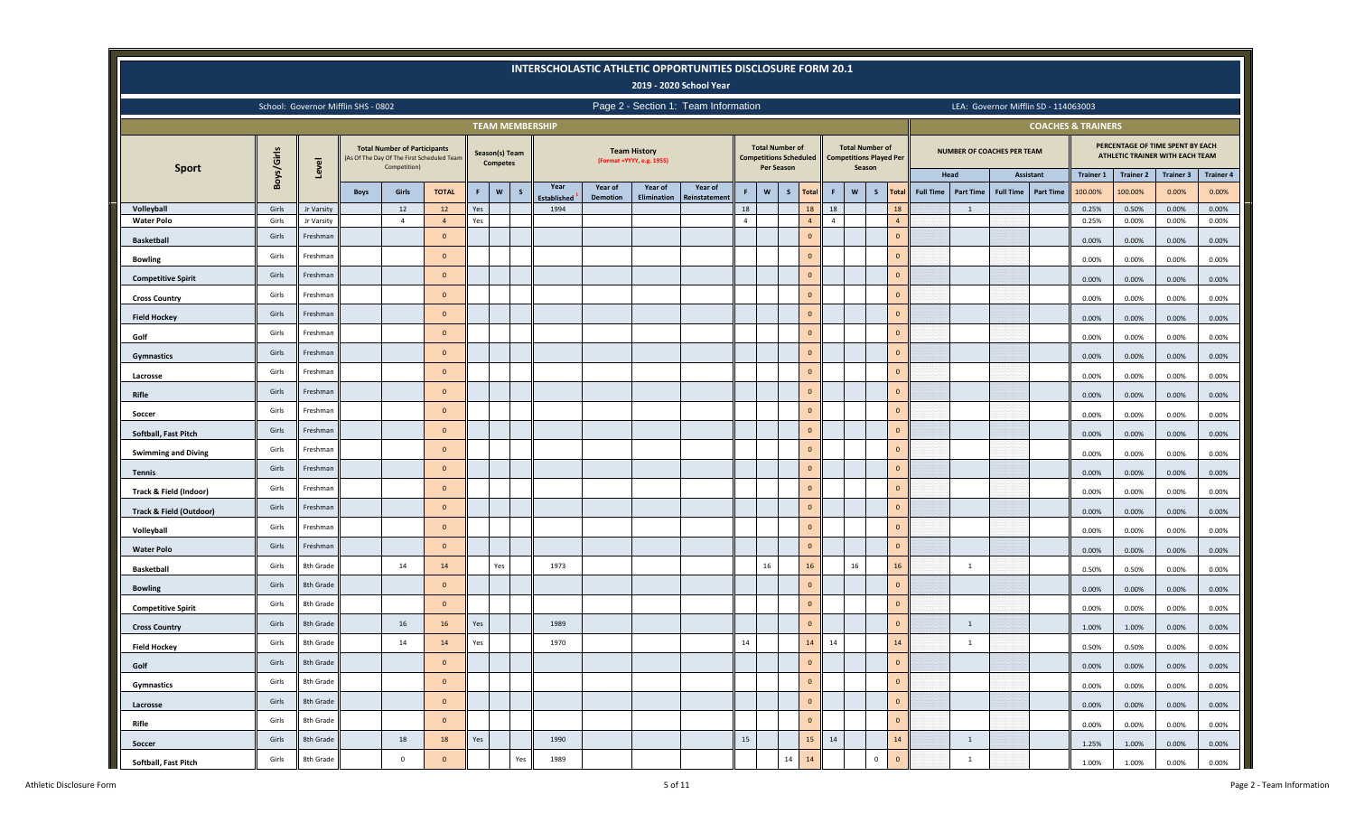# INTERSCHOLASTIC ATHLETIC OPPORTUNITIES DISCLOSURE FORM 20.1

## 2019 - 2020 School Year

School: Governor Mifflin SHS - 0802

Page 2 - Section 1: Team Information

LEA: Governor Mifflin SD - 114063003

| | | | TEAM MEMBERSHIP | | | | | | | | | | | | | | | | | | | | COACHES & TRAINERS | | | | | | | |
|---|---|---|---|---|---|---|---|---|---|---|---|---|---|---|---|---|---|---|---|---|---|---|---|---|---|---|---|---|---|
| Sport | Boys/Girls | Level | Total Number of Participants (As Of The Day Of The First Scheduled Team Competition) | | | Season(s) Team Competes | | | Team History (Format =YYYY, e.g. 1955) | | | | Total Number of Competitions Scheduled Per Season | | | | Total Number of Competitions Played Per Season | | | | NUMBER OF COACHES PER TEAM | | | | PERCENTAGE OF TIME SPENT BY EACH ATHLETIC TRAINER WITH EACH TEAM | | | |
| | | | | | | | | | | | | | | | | | | | | | Head | | Assistant | | Trainer 1 | Trainer 2 | Trainer 3 | Trainer 4 |
| | | | Boys | Girls | TOTAL | F | W | S | Year Established | Year of Demotion | Year of Elimination | Year of Reinstatement | F | W | S | Total | F | W | S | Total | Full Time | Part Time | Full Time | Part Time | 100.00% | 100.00% | 0.00% | 0.00% |
| Volleyball | Girls | Jr Varsity | | 12 | 12 | Yes | | | 1994 | | | | 18 | | | 18 | 18 | | | 18 | | 1 | | | 0.25% | 0.50% | 0.00% | 0.00% |
| Water Polo | Girls | Jr Varsity | | 4 | 4 | Yes | | | | | | | 4 | | | 4 | 4 | | | 4 | | | | | 0.25% | 0.00% | 0.00% | 0.00% |
| Basketball | Girls | Freshman | | | 0 | | | | | | | | | | | 0 | | | | 0 | | | | | 0.00% | 0.00% | 0.00% | 0.00% |
| Bowling | Girls | Freshman | | | 0 | | | | | | | | | | | 0 | | | | 0 | | | | | 0.00% | 0.00% | 0.00% | 0.00% |
| Competitive Spirit | Girls | Freshman | | | 0 | | | | | | | | | | | 0 | | | | 0 | | | | | 0.00% | 0.00% | 0.00% | 0.00% |
| Cross Country | Girls | Freshman | | | 0 | | | | | | | | | | | 0 | | | | 0 | | | | | 0.00% | 0.00% | 0.00% | 0.00% |
| Field Hockey | Girls | Freshman | | | 0 | | | | | | | | | | | 0 | | | | 0 | | | | | 0.00% | 0.00% | 0.00% | 0.00% |
| Golf | Girls | Freshman | | | 0 | | | | | | | | | | | 0 | | | | 0 | | | | | 0.00% | 0.00% | 0.00% | 0.00% |
| Gymnastics | Girls | Freshman | | | 0 | | | | | | | | | | | 0 | | | | 0 | | | | | 0.00% | 0.00% | 0.00% | 0.00% |
| Lacrosse | Girls | Freshman | | | 0 | | | | | | | | | | | 0 | | | | 0 | | | | | 0.00% | 0.00% | 0.00% | 0.00% |
| Rifle | Girls | Freshman | | | 0 | | | | | | | | | | | 0 | | | | 0 | | | | | 0.00% | 0.00% | 0.00% | 0.00% |
| Soccer | Girls | Freshman | | | 0 | | | | | | | | | | | 0 | | | | 0 | | | | | 0.00% | 0.00% | 0.00% | 0.00% |
| Softball, Fast Pitch | Girls | Freshman | | | 0 | | | | | | | | | | | 0 | | | | 0 | | | | | 0.00% | 0.00% | 0.00% | 0.00% |
| Swimming and Diving | Girls | Freshman | | | 0 | | | | | | | | | | | 0 | | | | 0 | | | | | 0.00% | 0.00% | 0.00% | 0.00% |
| Tennis | Girls | Freshman | | | 0 | | | | | | | | | | | 0 | | | | 0 | | | | | 0.00% | 0.00% | 0.00% | 0.00% |
| Track & Field (Indoor) | Girls | Freshman | | | 0 | | | | | | | | | | | 0 | | | | 0 | | | | | 0.00% | 0.00% | 0.00% | 0.00% |
| Track & Field (Outdoor) | Girls | Freshman | | | 0 | | | | | | | | | | | 0 | | | | 0 | | | | | 0.00% | 0.00% | 0.00% | 0.00% |
| Volleyball | Girls | Freshman | | | 0 | | | | | | | | | | | 0 | | | | 0 | | | | | 0.00% | 0.00% | 0.00% | 0.00% |
| Water Polo | Girls | Freshman | | | 0 | | | | | | | | | | | 0 | | | | 0 | | | | | 0.00% | 0.00% | 0.00% | 0.00% |
| Basketball | Girls | 8th Grade | | 14 | 14 | | Yes | | 1973 | | | | | 16 | | 16 | | 16 | | 16 | | 1 | | | 0.50% | 0.50% | 0.00% | 0.00% |
| Bowling | Girls | 8th Grade | | | 0 | | | | | | | | | | | 0 | | | | 0 | | | | | 0.00% | 0.00% | 0.00% | 0.00% |
| Competitive Spirit | Girls | 8th Grade | | | 0 | | | | | | | | | | | 0 | | | | 0 | | | | | 0.00% | 0.00% | 0.00% | 0.00% |
| Cross Country | Girls | 8th Grade | | 16 | 16 | Yes | | | 1989 | | | | | | | 0 | | | | 0 | | 1 | | | 1.00% | 1.00% | 0.00% | 0.00% |
| Field Hockey | Girls | 8th Grade | | 14 | 14 | Yes | | | 1970 | | | | 14 | | | 14 | 14 | | | 14 | | 1 | | | 0.50% | 0.50% | 0.00% | 0.00% |
| Golf | Girls | 8th Grade | | | 0 | | | | | | | | | | | 0 | | | | 0 | | | | | 0.00% | 0.00% | 0.00% | 0.00% |
| Gymnastics | Girls | 8th Grade | | | 0 | | | | | | | | | | | 0 | | | | 0 | | | | | 0.00% | 0.00% | 0.00% | 0.00% |
| Lacrosse | Girls | 8th Grade | | | 0 | | | | | | | | | | | 0 | | | | 0 | | | | | 0.00% | 0.00% | 0.00% | 0.00% |
| Rifle | Girls | 8th Grade | | | 0 | | | | | | | | | | | 0 | | | | 0 | | | | | 0.00% | 0.00% | 0.00% | 0.00% |
| Soccer | Girls | 8th Grade | | 18 | 18 | Yes | | | 1990 | | | | 15 | | | 15 | 14 | | | 14 | | 1 | | | 1.25% | 1.00% | 0.00% | 0.00% |
| Softball, Fast Pitch | Girls | 8th Grade | | 0 | 0 | | | Yes | 1989 | | | | | | 14 | 14 | | | 0 | 0 | | 1 | | | 1.00% | 1.00% | 0.00% | 0.00% |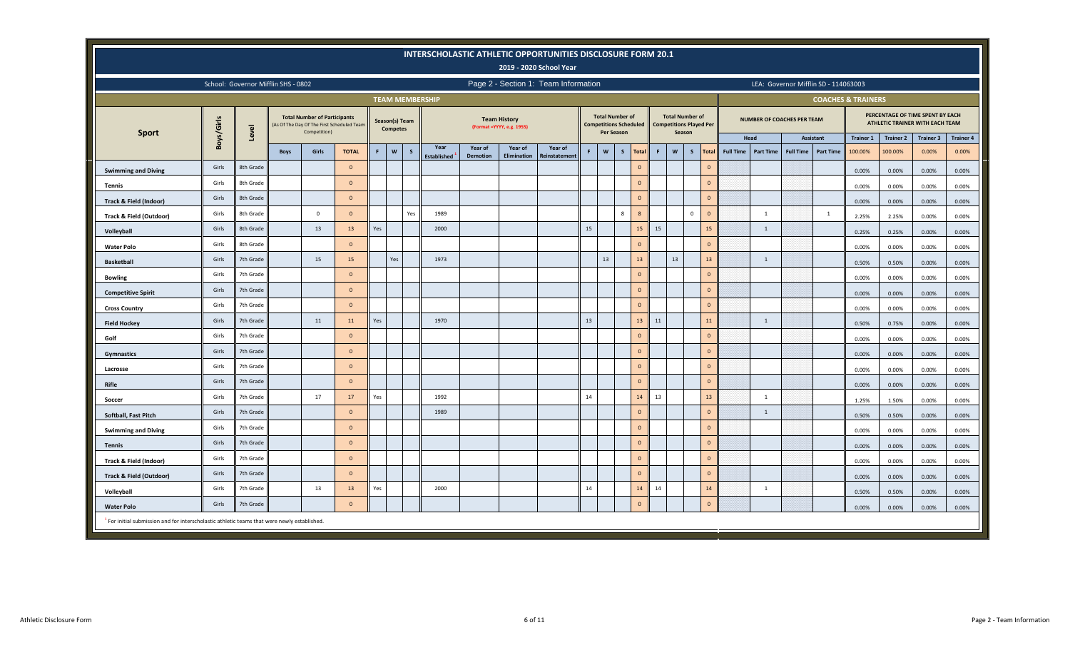# INTERSCHOLASTIC ATHLETIC OPPORTUNITIES DISCLOSURE FORM 20.1

## 2019 - 2020 School Year

School: Governor Mifflin SHS - 0802

Page 2 - Section 1: Team Information

LEA: Governor Mifflin SD - 114063003

| Sport | Boys/Girls | Level | Total Number of Participants (As Of The Day Of The First Scheduled Team Competition) | | | Season(s) Team Competes | | | Team History (Format =YYYY, e.g. 1955) | | | | Total Number of Competitions Scheduled Per Season | | | | Total Number of Competitions Played Per Season | | | | Number of Coaches Per Team | | | | Percentage of Time Spent by Each Athletic Trainer with Each Team | | | |
|---|---|---|---|---|---|---|---|---|---|---|---|---|---|---|---|---|---|---|---|---|---|---|---|---|---|---|---|---|
| | | | | | | | | | | | | | | | | | | | | | Head | | Assistant | | Trainer 1 | Trainer 2 | Trainer 3 | Trainer 4 |
| | | | Boys | Girls | TOTAL | F | W | S | Year Established[1] | Year of Demotion | Year of Elimination | Year of Reinstatement | F | W | S | Total | F | W | S | Total | Full Time | Part Time | Full Time | Part Time | 100.00% | 100.00% | 0.00% | 0.00% |
| Swimming and Diving | Girls | 8th Grade | | | 0 | | | | | | | | | | | 0 | | | | 0 | | | | | 0.00% | 0.00% | 0.00% | 0.00% |
| Tennis | Girls | 8th Grade | | | 0 | | | | | | | | | | | 0 | | | | 0 | | | | | 0.00% | 0.00% | 0.00% | 0.00% |
| Track & Field (Indoor) | Girls | 8th Grade | | | 0 | | | | | | | | | | | 0 | | | | 0 | | | | | 0.00% | 0.00% | 0.00% | 0.00% |
| Track & Field (Outdoor) | Girls | 8th Grade | | 0 | 0 | | | Yes | 1989 | | | | | | 8 | 8 | | | 0 | 0 | | 1 | | 1 | 2.25% | 2.25% | 0.00% | 0.00% |
| Volleyball | Girls | 8th Grade | | 13 | 13 | Yes | | | 2000 | | | | 15 | | | 15 | 15 | | | 15 | | 1 | | | 0.25% | 0.25% | 0.00% | 0.00% |
| Water Polo | Girls | 8th Grade | | | 0 | | | | | | | | | | | 0 | | | | 0 | | | | | 0.00% | 0.00% | 0.00% | 0.00% |
| Basketball | Girls | 7th Grade | | 15 | 15 | | Yes | | 1973 | | | | | 13 | | 13 | | 13 | | 13 | | 1 | | | 0.50% | 0.50% | 0.00% | 0.00% |
| Bowling | Girls | 7th Grade | | | 0 | | | | | | | | | | | 0 | | | | 0 | | | | | 0.00% | 0.00% | 0.00% | 0.00% |
| Competitive Spirit | Girls | 7th Grade | | | 0 | | | | | | | | | | | 0 | | | | 0 | | | | | 0.00% | 0.00% | 0.00% | 0.00% |
| Cross Country | Girls | 7th Grade | | | 0 | | | | | | | | | | | 0 | | | | 0 | | | | | 0.00% | 0.00% | 0.00% | 0.00% |
| Field Hockey | Girls | 7th Grade | | 11 | 11 | Yes | | | 1970 | | | | 13 | | | 13 | 11 | | | 11 | | 1 | | | 0.50% | 0.75% | 0.00% | 0.00% |
| Golf | Girls | 7th Grade | | | 0 | | | | | | | | | | | 0 | | | | 0 | | | | | 0.00% | 0.00% | 0.00% | 0.00% |
| Gymnastics | Girls | 7th Grade | | | 0 | | | | | | | | | | | 0 | | | | 0 | | | | | 0.00% | 0.00% | 0.00% | 0.00% |
| Lacrosse | Girls | 7th Grade | | | 0 | | | | | | | | | | | 0 | | | | 0 | | | | | 0.00% | 0.00% | 0.00% | 0.00% |
| Rifle | Girls | 7th Grade | | | 0 | | | | | | | | | | | 0 | | | | 0 | | | | | 0.00% | 0.00% | 0.00% | 0.00% |
| Soccer | Girls | 7th Grade | | 17 | 17 | Yes | | | 1992 | | | | 14 | | | 14 | 13 | | | 13 | | 1 | | | 1.25% | 1.50% | 0.00% | 0.00% |
| Softball, Fast Pitch | Girls | 7th Grade | | | 0 | | | | 1989 | | | | | | | 0 | | | | 0 | | 1 | | | 0.50% | 0.50% | 0.00% | 0.00% |
| Swimming and Diving | Girls | 7th Grade | | | 0 | | | | | | | | | | | 0 | | | | 0 | | | | | 0.00% | 0.00% | 0.00% | 0.00% |
| Tennis | Girls | 7th Grade | | | 0 | | | | | | | | | | | 0 | | | | 0 | | | | | 0.00% | 0.00% | 0.00% | 0.00% |
| Track & Field (Indoor) | Girls | 7th Grade | | | 0 | | | | | | | | | | | 0 | | | | 0 | | | | | 0.00% | 0.00% | 0.00% | 0.00% |
| Track & Field (Outdoor) | Girls | 7th Grade | | | 0 | | | | | | | | | | | 0 | | | | 0 | | | | | 0.00% | 0.00% | 0.00% | 0.00% |
| Volleyball | Girls | 7th Grade | | 13 | 13 | Yes | | | 2000 | | | | 14 | | | 14 | 14 | | | 14 | | 1 | | | 0.50% | 0.50% | 0.00% | 0.00% |
| Water Polo | Girls | 7th Grade | | | 0 | | | | | | | | | | | 0 | | | | 0 | | | | | 0.00% | 0.00% | 0.00% | 0.00% |

[1] For initial submission and for interscholastic athletic teams that were newly established.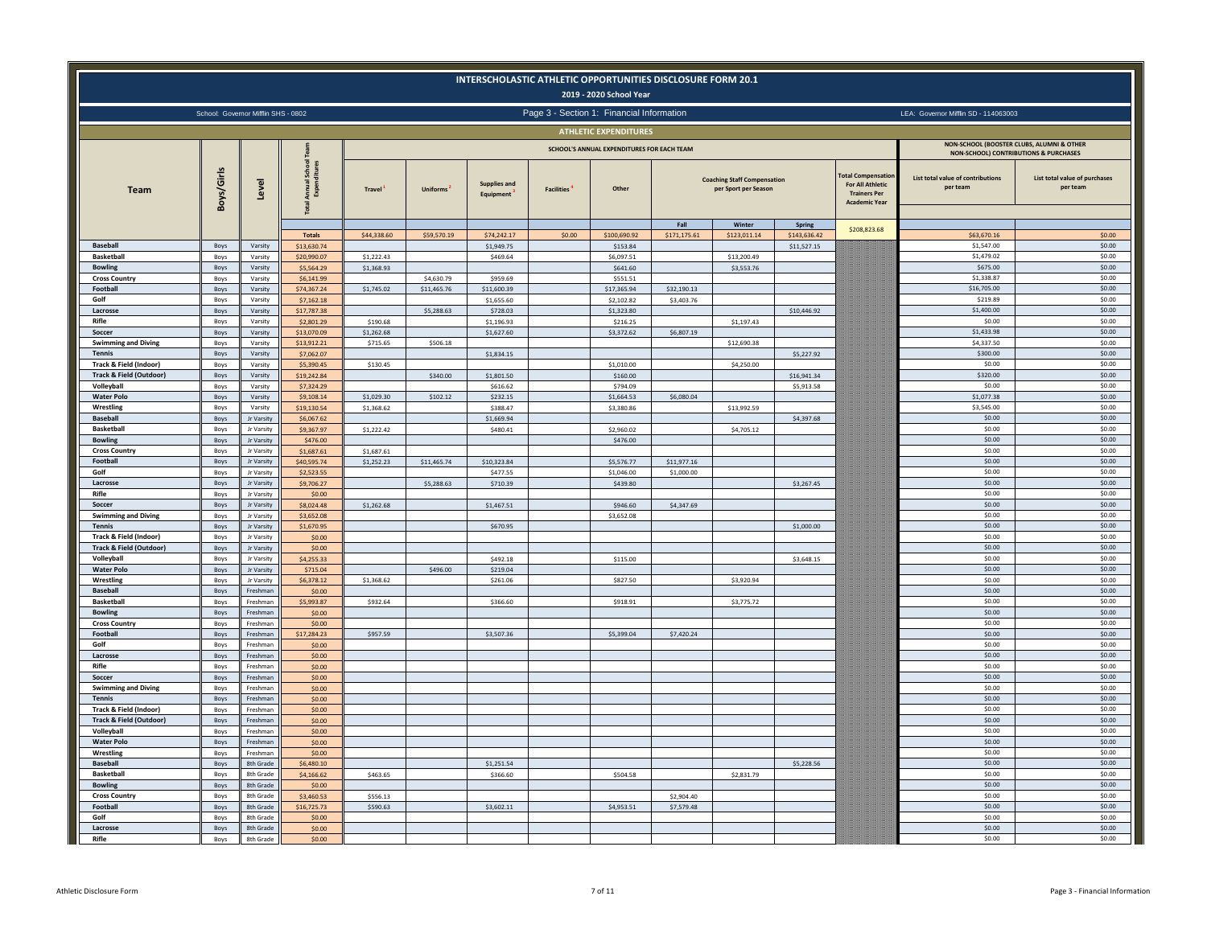# INTERSCHOLASTIC ATHLETIC OPPORTUNITIES DISCLOSURE FORM 20.1

## 2019 - 2020 School Year

School: Governor Mifflin SHS - 0802 | Page 3 - Section 1: Financial Information | LEA: Governor Mifflin SD - 114063003

### ATHLETIC EXPENDITURES

| Team | Boys/Girls | Level | Total Annual School Team Expenditures | SCHOOL'S ANNUAL EXPENDITURES FOR EACH TEAM | | | | | | | | | NON-SCHOOL (BOOSTER CLUBS, ALUMNI & OTHER NON-SCHOOL) CONTRIBUTIONS & PURCHASES | |
|---|---|---|---|---|---|---|---|---|---|---|---|---|---|---|
| | | | | Travel [1] | Uniforms [2] | Supplies and Equipment [3] | Facilities [4] | Other | Coaching Staff Compensation per Sport per Season | | | Total Compensation For All Athletic Trainers Per Academic Year | List total value of contributions per team | List total value of purchases per team |
| | | | | | | | | | Fall | Winter | Spring | | | |
| | | | Totals | $44,338.60 | $59,570.19 | $74,242.17 | $0.00 | $100,690.92 | $171,175.61 | $123,011.14 | $143,636.42 | $208,823.68 | $63,670.16 | $0.00 |
| Baseball | Boys | Varsity | $13,630.74 | | | $1,949.75 | | $153.84 | | | $11,527.15 | | $1,547.00 | $0.00 |
| Basketball | Boys | Varsity | $20,990.07 | $1,222.43 | | $469.64 | | $6,097.51 | | $13,200.49 | | | $1,479.02 | $0.00 |
| Bowling | Boys | Varsity | $5,564.29 | $1,368.93 | | | | $641.60 | | $3,553.76 | | | $675.00 | $0.00 |
| Cross Country | Boys | Varsity | $6,141.99 | | $4,630.79 | $959.69 | | $551.51 | | | | | $1,338.87 | $0.00 |
| Football | Boys | Varsity | $74,367.24 | $1,745.02 | $11,465.76 | $11,600.39 | | $17,365.94 | $32,190.13 | | | | $16,705.00 | $0.00 |
| Golf | Boys | Varsity | $7,162.18 | | | $1,655.60 | | $2,102.82 | $3,403.76 | | | | $219.89 | $0.00 |
| Lacrosse | Boys | Varsity | $17,787.38 | | $5,288.63 | $728.03 | | $1,323.80 | | | $10,446.92 | | $1,400.00 | $0.00 |
| Rifle | Boys | Varsity | $2,801.29 | $190.68 | | $1,196.93 | | $216.25 | | $1,197.43 | | | $0.00 | $0.00 |
| Soccer | Boys | Varsity | $13,070.09 | $1,262.68 | | $1,627.60 | | $3,372.62 | $6,807.19 | | | | $1,433.98 | $0.00 |
| Swimming and Diving | Boys | Varsity | $13,912.21 | $715.65 | $506.18 | | | | | $12,690.38 | | | $4,337.50 | $0.00 |
| Tennis | Boys | Varsity | $7,062.07 | | | $1,834.15 | | | | | $5,227.92 | | $300.00 | $0.00 |
| Track & Field (Indoor) | Boys | Varsity | $5,390.45 | $130.45 | | | | $1,010.00 | | $4,250.00 | | | $0.00 | $0.00 |
| Track & Field (Outdoor) | Boys | Varsity | $19,242.84 | | $340.00 | $1,801.50 | | $160.00 | | | $16,941.34 | | $320.00 | $0.00 |
| Volleyball | Boys | Varsity | $7,324.29 | | | $616.62 | | $794.09 | | | $5,913.58 | | $0.00 | $0.00 |
| Water Polo | Boys | Varsity | $9,108.14 | $1,029.30 | $102.12 | $232.15 | | $1,664.53 | $6,080.04 | | | | $1,077.38 | $0.00 |
| Wrestling | Boys | Varsity | $19,130.54 | $1,368.62 | | $388.47 | | $3,380.86 | | $13,992.59 | | | $3,545.00 | $0.00 |
| Baseball | Boys | Jr Varsity | $6,067.62 | | | $1,669.94 | | | | | $4,397.68 | | $0.00 | $0.00 |
| Basketball | Boys | Jr Varsity | $9,367.97 | $1,222.42 | | $480.41 | | $2,960.02 | | $4,705.12 | | | $0.00 | $0.00 |
| Bowling | Boys | Jr Varsity | $476.00 | | | | | $476.00 | | | | | $0.00 | $0.00 |
| Cross Country | Boys | Jr Varsity | $1,687.61 | $1,687.61 | | | | | | | | | $0.00 | $0.00 |
| Football | Boys | Jr Varsity | $40,595.74 | $1,252.23 | $11,465.74 | $10,323.84 | | $5,576.77 | $11,977.16 | | | | $0.00 | $0.00 |
| Golf | Boys | Jr Varsity | $2,523.55 | | | $477.55 | | $1,046.00 | $1,000.00 | | | | $0.00 | $0.00 |
| Lacrosse | Boys | Jr Varsity | $9,706.27 | | $5,288.63 | $710.39 | | $439.80 | | | $3,267.45 | | $0.00 | $0.00 |
| Rifle | Boys | Jr Varsity | $0.00 | | | | | | | | | | $0.00 | $0.00 |
| Soccer | Boys | Jr Varsity | $8,024.48 | $1,262.68 | | $1,467.51 | | $946.60 | $4,347.69 | | | | $0.00 | $0.00 |
| Swimming and Diving | Boys | Jr Varsity | $3,652.08 | | | | | $3,652.08 | | | | | $0.00 | $0.00 |
| Tennis | Boys | Jr Varsity | $1,670.95 | | | $670.95 | | | | | $1,000.00 | | $0.00 | $0.00 |
| Track & Field (Indoor) | Boys | Jr Varsity | $0.00 | | | | | | | | | | $0.00 | $0.00 |
| Track & Field (Outdoor) | Boys | Jr Varsity | $0.00 | | | | | | | | | | $0.00 | $0.00 |
| Volleyball | Boys | Jr Varsity | $4,255.33 | | | $492.18 | | $115.00 | | | $3,648.15 | | $0.00 | $0.00 |
| Water Polo | Boys | Jr Varsity | $715.04 | | $496.00 | $219.04 | | | | | | | $0.00 | $0.00 |
| Wrestling | Boys | Jr Varsity | $6,378.12 | $1,368.62 | | $261.06 | | $827.50 | | $3,920.94 | | | $0.00 | $0.00 |
| Baseball | Boys | Freshman | $0.00 | | | | | | | | | | $0.00 | $0.00 |
| Basketball | Boys | Freshman | $5,993.87 | $932.64 | | $366.60 | | $918.91 | | $3,775.72 | | | $0.00 | $0.00 |
| Bowling | Boys | Freshman | $0.00 | | | | | | | | | | $0.00 | $0.00 |
| Cross Country | Boys | Freshman | $0.00 | | | | | | | | | | $0.00 | $0.00 |
| Football | Boys | Freshman | $17,284.23 | $957.59 | | $3,507.36 | | $5,399.04 | $7,420.24 | | | | $0.00 | $0.00 |
| Golf | Boys | Freshman | $0.00 | | | | | | | | | | $0.00 | $0.00 |
| Lacrosse | Boys | Freshman | $0.00 | | | | | | | | | | $0.00 | $0.00 |
| Rifle | Boys | Freshman | $0.00 | | | | | | | | | | $0.00 | $0.00 |
| Soccer | Boys | Freshman | $0.00 | | | | | | | | | | $0.00 | $0.00 |
| Swimming and Diving | Boys | Freshman | $0.00 | | | | | | | | | | $0.00 | $0.00 |
| Tennis | Boys | Freshman | $0.00 | | | | | | | | | | $0.00 | $0.00 |
| Track & Field (Indoor) | Boys | Freshman | $0.00 | | | | | | | | | | $0.00 | $0.00 |
| Track & Field (Outdoor) | Boys | Freshman | $0.00 | | | | | | | | | | $0.00 | $0.00 |
| Volleyball | Boys | Freshman | $0.00 | | | | | | | | | | $0.00 | $0.00 |
| Water Polo | Boys | Freshman | $0.00 | | | | | | | | | | $0.00 | $0.00 |
| Wrestling | Boys | Freshman | $0.00 | | | | | | | | | | $0.00 | $0.00 |
| Baseball | Boys | 8th Grade | $6,480.10 | | | $1,251.54 | | | | | $5,228.56 | | $0.00 | $0.00 |
| Basketball | Boys | 8th Grade | $4,166.62 | $463.65 | | $366.60 | | $504.58 | | $2,831.79 | | | $0.00 | $0.00 |
| Bowling | Boys | 8th Grade | $0.00 | | | | | | | | | | $0.00 | $0.00 |
| Cross Country | Boys | 8th Grade | $3,460.53 | $556.13 | | | | | $2,904.40 | | | | $0.00 | $0.00 |
| Football | Boys | 8th Grade | $16,725.73 | $590.63 | | $3,602.11 | | $4,953.51 | $7,579.48 | | | | $0.00 | $0.00 |
| Golf | Boys | 8th Grade | $0.00 | | | | | | | | | | $0.00 | $0.00 |
| Lacrosse | Boys | 8th Grade | $0.00 | | | | | | | | | | $0.00 | $0.00 |
| Rifle | Boys | 8th Grade | $0.00 | | | | | | | | | | $0.00 | $0.00 |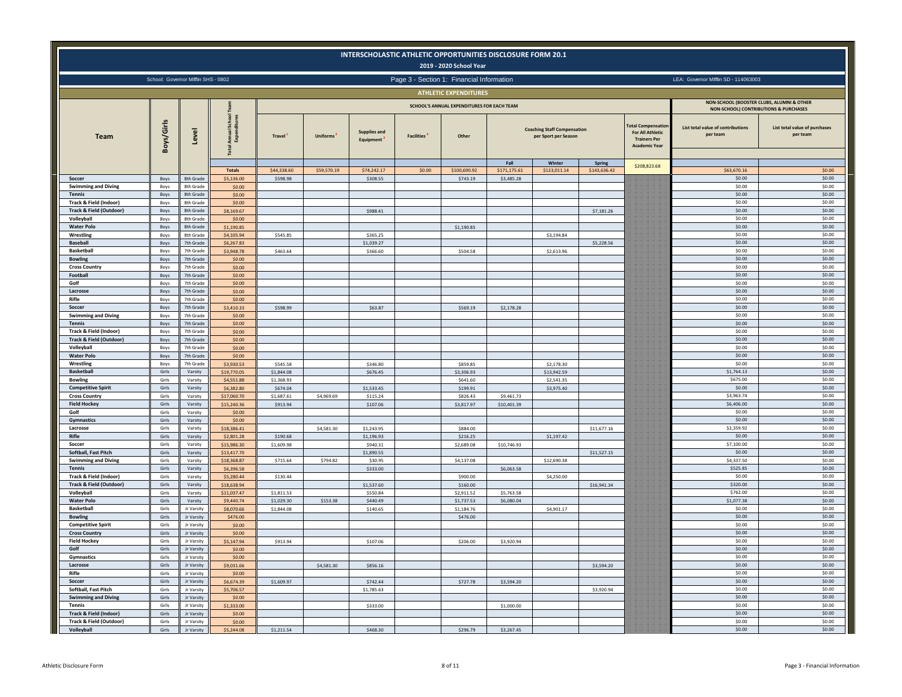# INTERSCHOLASTIC ATHLETIC OPPORTUNITIES DISCLOSURE FORM 20.1

## 2019 - 2020 School Year

School: Governor Mifflin SHS - 0802

Page 3 - Section 1: Financial Information

LEA: Governor Mifflin SD - 114063003

### ATHLETIC EXPENDITURES

| Team | Boys/Girls | Level | Total Annual School Team Expenditures | SCHOOL'S ANNUAL EXPENDITURES FOR EACH TEAM | | | | | | | | Total Compensation For All Athletic Trainers Per Academic Year | NON-SCHOOL (BOOSTER CLUBS, ALUMNI & OTHER NON-SCHOOL) CONTRIBUTIONS & PURCHASES | |
|---|---|---|---|---|---|---|---|---|---|---|---|---|---|---|
| | | | | Travel [1] | Uniforms [2] | Supplies and Equipment [3] | Facilities [4] | Other | Coaching Staff Compensation per Sport per Season | | | | List total value of contributions per team | List total value of purchases per team |
| | | | | | | | | | Fall | Winter | Spring | | | |
| | | | Totals | $44,338.60 | $59,570.19 | $74,242.17 | $0.00 | $100,690.92 | $171,175.61 | $123,011.14 | $143,636.42 | $208,823.68 | $63,670.16 | $0.00 |
| Soccer | Boys | 8th Grade | $5,136.00 | $598.98 | | $308.55 | | $743.19 | $3,485.28 | | | | $0.00 | $0.00 |
| Swimming and Diving | Boys | 8th Grade | $0.00 | | | | | | | | | | $0.00 | $0.00 |
| Tennis | Boys | 8th Grade | $0.00 | | | | | | | | | | $0.00 | $0.00 |
| Track & Field (Indoor) | Boys | 8th Grade | $0.00 | | | | | | | | | | $0.00 | $0.00 |
| Track & Field (Outdoor) | Boys | 8th Grade | $8,169.67 | | | $988.41 | | | | | $7,181.26 | | $0.00 | $0.00 |
| Volleyball | Boys | 8th Grade | $0.00 | | | | | | | | | | $0.00 | $0.00 |
| Water Polo | Boys | 8th Grade | $1,190.85 | | | | | $1,190.85 | | | | | $0.00 | $0.00 |
| Wrestling | Boys | 8th Grade | $4,105.94 | $545.85 | | $365.25 | | | | $3,194.84 | | | $0.00 | $0.00 |
| Baseball | Boys | 7th Grade | $6,267.83 | | | $1,039.27 | | | | | $5,228.56 | | $0.00 | $0.00 |
| Basketball | Boys | 7th Grade | $3,948.78 | $463.64 | | $366.60 | | $504.58 | | $2,613.96 | | | $0.00 | $0.00 |
| Bowling | Boys | 7th Grade | $0.00 | | | | | | | | | | $0.00 | $0.00 |
| Cross Country | Boys | 7th Grade | $0.00 | | | | | | | | | | $0.00 | $0.00 |
| Football | Boys | 7th Grade | $0.00 | | | | | | | | | | $0.00 | $0.00 |
| Golf | Boys | 7th Grade | $0.00 | | | | | | | | | | $0.00 | $0.00 |
| Lacrosse | Boys | 7th Grade | $0.00 | | | | | | | | | | $0.00 | $0.00 |
| Rifle | Boys | 7th Grade | $0.00 | | | | | | | | | | $0.00 | $0.00 |
| Soccer | Boys | 7th Grade | $3,410.33 | $598.99 | | $63.87 | | $569.19 | $2,178.28 | | | | $0.00 | $0.00 |
| Swimming and Diving | Boys | 7th Grade | $0.00 | | | | | | | | | | $0.00 | $0.00 |
| Tennis | Boys | 7th Grade | $0.00 | | | | | | | | | | $0.00 | $0.00 |
| Track & Field (Indoor) | Boys | 7th Grade | $0.00 | | | | | | | | | | $0.00 | $0.00 |
| Track & Field (Outdoor) | Boys | 7th Grade | $0.00 | | | | | | | | | | $0.00 | $0.00 |
| Volleyball | Boys | 7th Grade | $0.00 | | | | | | | | | | $0.00 | $0.00 |
| Water Polo | Boys | 7th Grade | $0.00 | | | | | | | | | | $0.00 | $0.00 |
| Wrestling | Boys | 7th Grade | $3,930.53 | $545.58 | | $346.80 | | $859.85 | | $2,178.30 | | | $0.00 | $0.00 |
| Basketball | Girls | Varsity | $19,770.05 | $1,844.08 | | $676.45 | | $3,306.93 | | $13,942.59 | | | $1,764.13 | $0.00 |
| Bowling | Girls | Varsity | $4,551.88 | $1,368.93 | | | | $641.60 | | $2,541.35 | | | $675.00 | $0.00 |
| Competitive Spirit | Girls | Varsity | $6,382.80 | $674.04 | | $1,533.45 | | $199.91 | | $3,975.40 | | | $0.00 | $0.00 |
| Cross Country | Girls | Varsity | $17,060.70 | $1,687.61 | $4,969.69 | $115.24 | | $826.43 | $9,461.73 | | | | $3,963.74 | $0.00 |
| Field Hockey | Girls | Varsity | $15,240.36 | $913.94 | | $107.06 | | $3,817.97 | $10,401.39 | | | | $6,406.00 | $0.00 |
| Golf | Girls | Varsity | $0.00 | | | | | | | | | | $0.00 | $0.00 |
| Gymnastics | Girls | Varsity | $0.00 | | | | | | | | | | $0.00 | $0.00 |
| Lacrosse | Girls | Varsity | $18,386.41 | | $4,581.30 | $1,243.95 | | $884.00 | | | $11,677.16 | | $2,359.92 | $0.00 |
| Rifle | Girls | Varsity | $2,801.28 | $190.68 | | $1,196.93 | | $216.25 | | $1,197.42 | | | $0.00 | $0.00 |
| Soccer | Girls | Varsity | $15,986.30 | $1,609.98 | | $940.31 | | $2,689.08 | $10,746.93 | | | | $7,100.00 | $0.00 |
| Softball, Fast Pitch | Girls | Varsity | $13,417.70 | | | $1,890.55 | | | | | $11,527.15 | | $0.00 | $0.00 |
| Swimming and Diving | Girls | Varsity | $18,368.87 | $715.64 | $794.82 | $30.95 | | $4,137.08 | | $12,690.38 | | | $4,337.50 | $0.00 |
| Tennis | Girls | Varsity | $6,396.58 | | | $333.00 | | | $6,063.58 | | | | $525.85 | $0.00 |
| Track & Field (Indoor) | Girls | Varsity | $5,280.44 | $130.44 | | | | $900.00 | | $4,250.00 | | | $0.00 | $0.00 |
| Track & Field (Outdoor) | Girls | Varsity | $18,638.94 | | | $1,537.60 | | $160.00 | | | $16,941.34 | | $320.00 | $0.00 |
| Volleyball | Girls | Varsity | $11,037.47 | $1,811.53 | | $550.84 | | $2,911.52 | $5,763.58 | | | | $762.00 | $0.00 |
| Water Polo | Girls | Varsity | $9,440.74 | $1,029.30 | $153.38 | $440.49 | | $1,737.53 | $6,080.04 | | | | $1,077.38 | $0.00 |
| Basketball | Girls | Jr Varsity | $8,070.66 | $1,844.08 | | $140.65 | | $1,184.76 | | $4,901.17 | | | $0.00 | $0.00 |
| Bowling | Girls | Jr Varsity | $476.00 | | | | | $476.00 | | | | | $0.00 | $0.00 |
| Competitive Spirit | Girls | Jr Varsity | $0.00 | | | | | | | | | | $0.00 | $0.00 |
| Cross Country | Girls | Jr Varsity | $0.00 | | | | | | | | | | $0.00 | $0.00 |
| Field Hockey | Girls | Jr Varsity | $5,147.94 | $913.94 | | $107.06 | | $206.00 | $3,920.94 | | | | $0.00 | $0.00 |
| Golf | Girls | Jr Varsity | $0.00 | | | | | | | | | | $0.00 | $0.00 |
| Gymnastics | Girls | Jr Varsity | $0.00 | | | | | | | | | | $0.00 | $0.00 |
| Lacrosse | Girls | Jr Varsity | $9,031.66 | | $4,581.30 | $856.16 | | | | | $3,594.20 | | $0.00 | $0.00 |
| Rifle | Girls | Jr Varsity | $0.00 | | | | | | | | | | $0.00 | $0.00 |
| Soccer | Girls | Jr Varsity | $6,674.39 | $1,609.97 | | $742.44 | | $727.78 | $3,594.20 | | | | $0.00 | $0.00 |
| Softball, Fast Pitch | Girls | Jr Varsity | $5,706.57 | | | $1,785.63 | | | | | $3,920.94 | | $0.00 | $0.00 |
| Swimming and Diving | Girls | Jr Varsity | $0.00 | | | | | | | | | | $0.00 | $0.00 |
| Tennis | Girls | Jr Varsity | $1,333.00 | | | $333.00 | | | $1,000.00 | | | | $0.00 | $0.00 |
| Track & Field (Indoor) | Girls | Jr Varsity | $0.00 | | | | | | | | | | $0.00 | $0.00 |
| Track & Field (Outdoor) | Girls | Jr Varsity | $0.00 | | | | | | | | | | $0.00 | $0.00 |
| Volleyball | Girls | Jr Varsity | $5,244.08 | $1,211.54 | | $468.30 | | $296.79 | $3,267.45 | | | | $0.00 | $0.00 |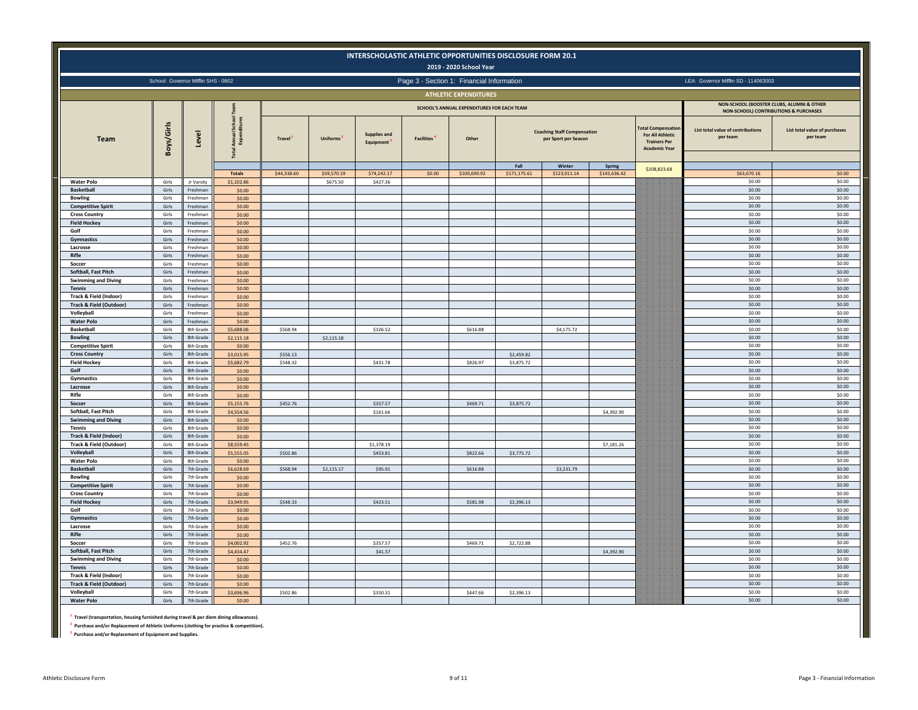# INTERSCHOLASTIC ATHLETIC OPPORTUNITIES DISCLOSURE FORM 20.1

**2019 - 2020 School Year**

School: Governor Mifflin SHS - 0802 | Page 3 - Section 1: Financial Information | LEA: Governor Mifflin SD - 114063003

## ATHLETIC EXPENDITURES

| Team | Boys/Girls | Level | Total Annual School Team Expenditures | SCHOOL'S ANNUAL EXPENDITURES FOR EACH TEAM | | | | | | | | Total Compensation For All Athletic Trainers Per Academic Year | NON-SCHOOL (BOOSTER CLUBS, ALUMNI & OTHER NON-SCHOOL) CONTRIBUTIONS & PURCHASES | |
|---|---|---|---|---|---|---|---|---|---|---|---|---|---|---|
| | | | | Travel [1] | Uniforms [2] | Supplies and Equipment [3] | Facilities [4] | Other | Coaching Staff Compensation per Sport per Season | | | | List total value of contributions per team | List total value of purchases per team |
| | | | | | | | | | Fall | Winter | Spring | | | |
| | | | Totals | $44,338.60 | $59,570.19 | $74,242.17 | $0.00 | $100,690.92 | $171,175.61 | $123,011.14 | $143,636.42 | $208,823.68 | $63,670.16 | $0.00 |
| Water Polo | Girls | Jr Varsity | $1,102.86 | | $675.50 | $427.36 | | | | | | | $0.00 | $0.00 |
| Basketball | Girls | Freshman | $0.00 | | | | | | | | | | $0.00 | $0.00 |
| Bowling | Girls | Freshman | $0.00 | | | | | | | | | | $0.00 | $0.00 |
| Competitive Spirit | Girls | Freshman | $0.00 | | | | | | | | | | $0.00 | $0.00 |
| Cross Country | Girls | Freshman | $0.00 | | | | | | | | | | $0.00 | $0.00 |
| Field Hockey | Girls | Freshman | $0.00 | | | | | | | | | | $0.00 | $0.00 |
| Golf | Girls | Freshman | $0.00 | | | | | | | | | | $0.00 | $0.00 |
| Gymnastics | Girls | Freshman | $0.00 | | | | | | | | | | $0.00 | $0.00 |
| Lacrosse | Girls | Freshman | $0.00 | | | | | | | | | | $0.00 | $0.00 |
| Rifle | Girls | Freshman | $0.00 | | | | | | | | | | $0.00 | $0.00 |
| Soccer | Girls | Freshman | $0.00 | | | | | | | | | | $0.00 | $0.00 |
| Softball, Fast Pitch | Girls | Freshman | $0.00 | | | | | | | | | | $0.00 | $0.00 |
| Swimming and Diving | Girls | Freshman | $0.00 | | | | | | | | | | $0.00 | $0.00 |
| Tennis | Girls | Freshman | $0.00 | | | | | | | | | | $0.00 | $0.00 |
| Track & Field (Indoor) | Girls | Freshman | $0.00 | | | | | | | | | | $0.00 | $0.00 |
| Track & Field (Outdoor) | Girls | Freshman | $0.00 | | | | | | | | | | $0.00 | $0.00 |
| Volleyball | Girls | Freshman | $0.00 | | | | | | | | | | $0.00 | $0.00 |
| Water Polo | Girls | Freshman | $0.00 | | | | | | | | | | $0.00 | $0.00 |
| Basketball | Girls | 8th Grade | $5,688.06 | $568.94 | | $326.52 | | $616.88 | | $4,175.72 | | | $0.00 | $0.00 |
| Bowling | Girls | 8th Grade | $2,115.18 | | $2,115.18 | | | | | | | | $0.00 | $0.00 |
| Competitive Spirit | Girls | 8th Grade | $0.00 | | | | | | | | | | $0.00 | $0.00 |
| Cross Country | Girls | 8th Grade | $3,015.95 | $556.13 | | | | | $2,459.82 | | | | $0.00 | $0.00 |
| Field Hockey | Girls | 8th Grade | $5,682.79 | $548.32 | | $431.78 | | $826.97 | $3,875.72 | | | | $0.00 | $0.00 |
| Golf | Girls | 8th Grade | $0.00 | | | | | | | | | | $0.00 | $0.00 |
| Gymnastics | Girls | 8th Grade | $0.00 | | | | | | | | | | $0.00 | $0.00 |
| Lacrosse | Girls | 8th Grade | $0.00 | | | | | | | | | | $0.00 | $0.00 |
| Rifle | Girls | 8th Grade | $0.00 | | | | | | | | | | $0.00 | $0.00 |
| Soccer | Girls | 8th Grade | $5,155.76 | $452.76 | | $357.57 | | $469.71 | $3,875.72 | | | | $0.00 | $0.00 |
| Softball, Fast Pitch | Girls | 8th Grade | $4,554.56 | | | $161.66 | | | | | $4,392.90 | | $0.00 | $0.00 |
| Swimming and Diving | Girls | 8th Grade | $0.00 | | | | | | | | | | $0.00 | $0.00 |
| Tennis | Girls | 8th Grade | $0.00 | | | | | | | | | | $0.00 | $0.00 |
| Track & Field (Indoor) | Girls | 8th Grade | $0.00 | | | | | | | | | | $0.00 | $0.00 |
| Track & Field (Outdoor) | Girls | 8th Grade | $8,559.45 | | | $1,378.19 | | | | | $7,181.26 | | $0.00 | $0.00 |
| Volleyball | Girls | 8th Grade | $5,555.05 | $502.86 | | $453.81 | | $822.66 | $3,775.72 | | | | $0.00 | $0.00 |
| Water Polo | Girls | 8th Grade | $0.00 | | | | | | | | | | $0.00 | $0.00 |
| Basketball | Girls | 7th Grade | $6,628.69 | $568.94 | $2,115.17 | $95.91 | | $616.88 | | $3,231.79 | | | $0.00 | $0.00 |
| Bowling | Girls | 7th Grade | $0.00 | | | | | | | | | | $0.00 | $0.00 |
| Competitive Spirit | Girls | 7th Grade | $0.00 | | | | | | | | | | $0.00 | $0.00 |
| Cross Country | Girls | 7th Grade | $0.00 | | | | | | | | | | $0.00 | $0.00 |
| Field Hockey | Girls | 7th Grade | $3,949.95 | $548.33 | | $423.51 | | $581.98 | $2,396.13 | | | | $0.00 | $0.00 |
| Golf | Girls | 7th Grade | $0.00 | | | | | | | | | | $0.00 | $0.00 |
| Gymnastics | Girls | 7th Grade | $0.00 | | | | | | | | | | $0.00 | $0.00 |
| Lacrosse | Girls | 7th Grade | $0.00 | | | | | | | | | | $0.00 | $0.00 |
| Rifle | Girls | 7th Grade | $0.00 | | | | | | | | | | $0.00 | $0.00 |
| Soccer | Girls | 7th Grade | $4,002.92 | $452.76 | | $357.57 | | $469.71 | $2,722.88 | | | | $0.00 | $0.00 |
| Softball, Fast Pitch | Girls | 7th Grade | $4,434.47 | | | $41.57 | | | | | $4,392.90 | | $0.00 | $0.00 |
| Swimming and Diving | Girls | 7th Grade | $0.00 | | | | | | | | | | $0.00 | $0.00 |
| Tennis | Girls | 7th Grade | $0.00 | | | | | | | | | | $0.00 | $0.00 |
| Track & Field (Indoor) | Girls | 7th Grade | $0.00 | | | | | | | | | | $0.00 | $0.00 |
| Track & Field (Outdoor) | Girls | 7th Grade | $0.00 | | | | | | | | | | $0.00 | $0.00 |
| Volleyball | Girls | 7th Grade | $3,696.96 | $502.86 | | $350.31 | | $447.66 | $2,396.13 | | | | $0.00 | $0.00 |
| Water Polo | Girls | 7th Grade | $0.00 | | | | | | | | | | $0.00 | $0.00 |

[1] Travel (transportation, housing furnished during travel & per diem dining allowances).

[2] Purchase and/or Replacement of Athletic Uniforms (clothing for practice & competition).

[3] Purchase and/or Replacement of Equipment and Supplies.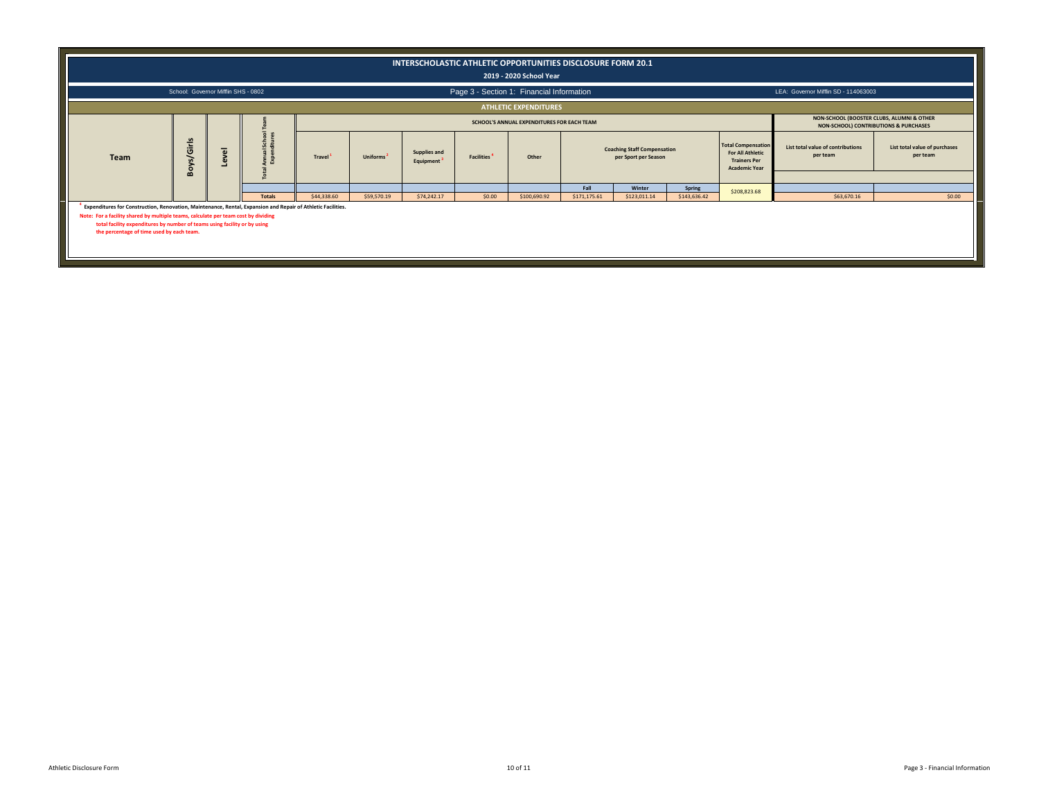# INTERSCHOLASTIC ATHLETIC OPPORTUNITIES DISCLOSURE FORM 20.1

## 2019 - 2020 School Year

School: Governor Mifflin SHS - 0802

Page 3 - Section 1: Financial Information

LEA: Governor Mifflin SD - 114063003

### ATHLETIC EXPENDITURES

| Team | Boys/Girls | Level | Total Annual School Team Expenditures | SCHOOL'S ANNUAL EXPENDITURES FOR EACH TEAM | | | | | | | | | NON-SCHOOL (BOOSTER CLUBS, ALUMNI & OTHER NON-SCHOOL) CONTRIBUTIONS & PURCHASES | |
|---|---|---|---|---|---|---|---|---|---|---|---|---|---|---|
| | | | | Travel[1] | Uniforms[2] | Supplies and Equipment[3] | Facilities[4] | Other | Coaching Staff Compensation per Sport per Season | | | Total Compensation For All Athletic Trainers Per Academic Year | List total value of contributions per team | List total value of purchases per team |
| | | | | | | | | | Fall | Winter | Spring | | | |
| | | | Totals | $44,338.60 | $59,570.19 | $74,242.17 | $0.00 | $100,690.92 | $171,175.61 | $123,011.14 | $143,636.42 | $208,823.68 | $63,670.16 | $0.00 |

[4] **Expenditures for Construction, Renovation, Maintenance, Rental, Expansion and Repair of Athletic Facilities.**

**Note: For a facility shared by multiple teams, calculate per team cost by dividing total facility expenditures by number of teams using facility or by using the percentage of time used by each team.**